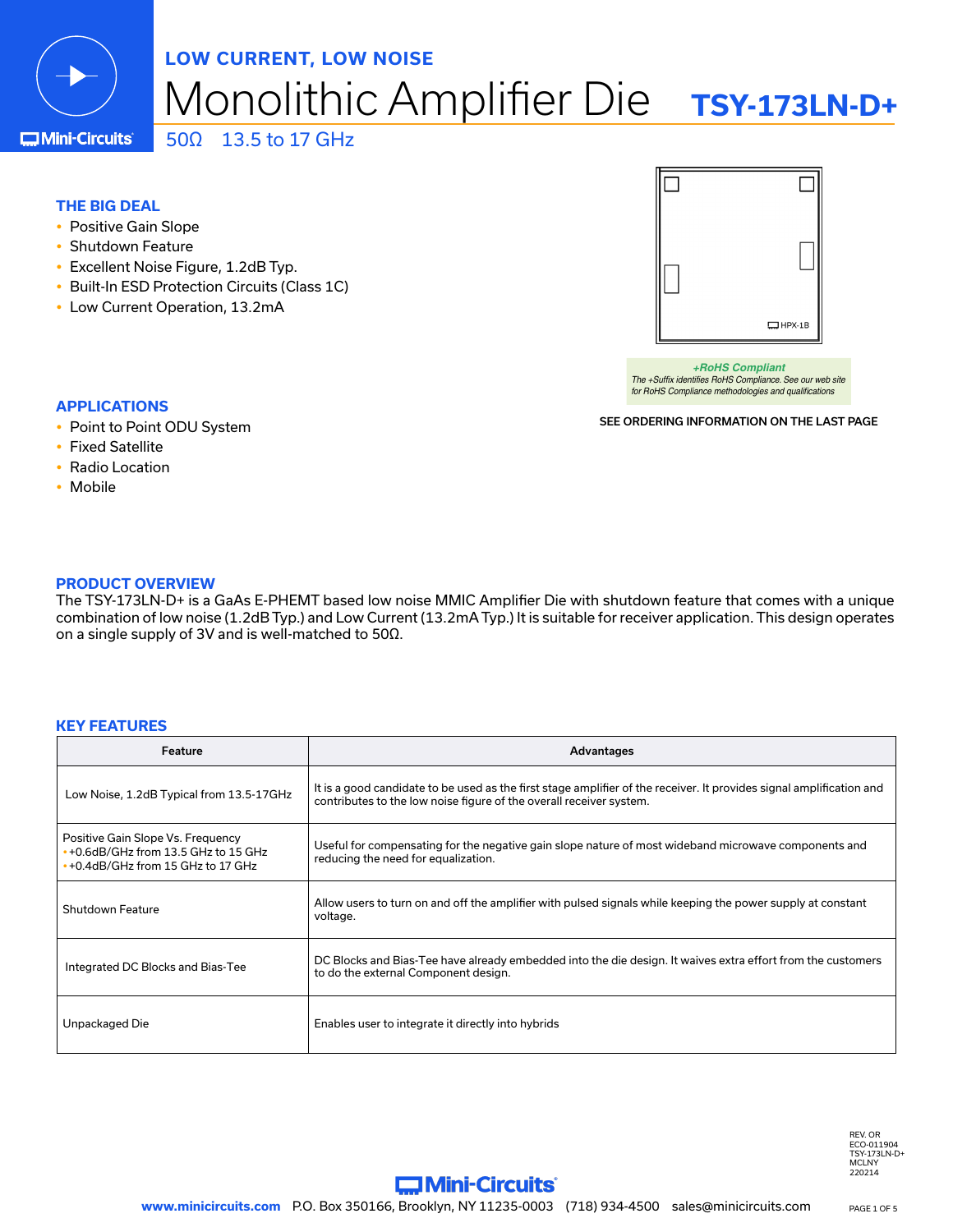LOW CURRENT, LOW NOISE

# Monolithic Amplifier Die TSY-173LN-D+

50Ω 13.5 to 17 GHz

## THE BIG DEAL

- Positive Gain Slope
- Shutdown Feature
- Excellent Noise Figure, 1.2dB Typ.
- Built-In ESD Protection Circuits (Class 1C)
- Low Current Operation, 13.2mA

HPX-1B

*+RoHS Compliant*
*The +Suffix identifies RoHS Compliance. See our web site for RoHS Compliance methodologies and qualifications*

SEE ORDERING INFORMATION ON THE LAST PAGE

## APPLICATIONS

- Point to Point ODU System
- Fixed Satellite
- Radio Location
- Mobile

## PRODUCT OVERVIEW

The TSY-173LN-D+ is a GaAs E-PHEMT based low noise MMIC Amplifier Die with shutdown feature that comes with a unique combination of low noise (1.2dB Typ.) and Low Current (13.2mA Typ.) It is suitable for receiver application. This design operates on a single supply of 3V and is well-matched to 50Ω.

## KEY FEATURES

| Feature | Advantages |
| --- | --- |
| Low Noise, 1.2dB Typical from 13.5-17GHz | It is a good candidate to be used as the first stage amplifier of the receiver. It provides signal amplification and contributes to the low noise figure of the overall receiver system. |
| Positive Gain Slope Vs. Frequency<br>• +0.6dB/GHz from 13.5 GHz to 15 GHz<br>• +0.4dB/GHz from 15 GHz to 17 GHz | Useful for compensating for the negative gain slope nature of most wideband microwave components and reducing the need for equalization. |
| Shutdown Feature | Allow users to turn on and off the amplifier with pulsed signals while keeping the power supply at constant voltage. |
| Integrated DC Blocks and Bias-Tee | DC Blocks and Bias-Tee have already embedded into the die design. It waives extra effort from the customers to do the external Component design. |
| Unpackaged Die | Enables user to integrate it directly into hybrids |

REV. OR
ECO-011904
TSY-173LN-D+
MCLNY
220214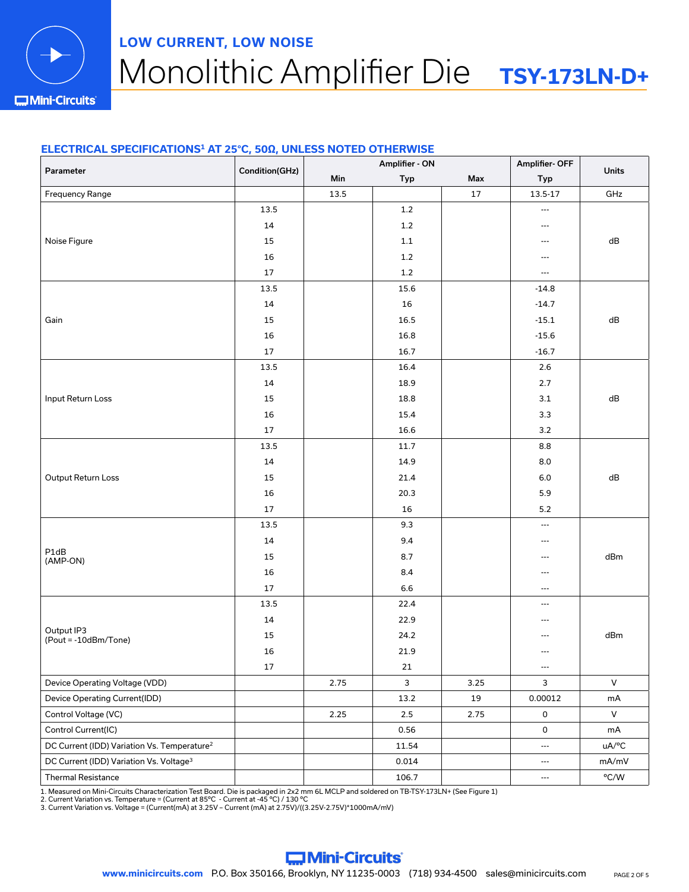LOW CURRENT, LOW NOISE

# Monolithic Amplifier Die TSY-173LN-D+

## ELECTRICAL SPECIFICATIONS[1] AT 25°C, 50Ω, UNLESS NOTED OTHERWISE

| Parameter | Condition(GHz) | Amplifier - ON | | | Amplifier- OFF | Units |
|---|---|---|---|---|---|---|
| | | Min | Typ | Max | Typ | |
| Frequency Range | | 13.5 | | 17 | 13.5-17 | GHz |
| Noise Figure | 13.5 | | 1.2 | | --- | dB |
| | 14 | | 1.2 | | --- | |
| | 15 | | 1.1 | | --- | |
| | 16 | | 1.2 | | --- | |
| | 17 | | 1.2 | | --- | |
| Gain | 13.5 | | 15.6 | | -14.8 | dB |
| | 14 | | 16 | | -14.7 | |
| | 15 | | 16.5 | | -15.1 | |
| | 16 | | 16.8 | | -15.6 | |
| | 17 | | 16.7 | | -16.7 | |
| Input Return Loss | 13.5 | | 16.4 | | 2.6 | dB |
| | 14 | | 18.9 | | 2.7 | |
| | 15 | | 18.8 | | 3.1 | |
| | 16 | | 15.4 | | 3.3 | |
| | 17 | | 16.6 | | 3.2 | |
| Output Return Loss | 13.5 | | 11.7 | | 8.8 | dB |
| | 14 | | 14.9 | | 8.0 | |
| | 15 | | 21.4 | | 6.0 | |
| | 16 | | 20.3 | | 5.9 | |
| | 17 | | 16 | | 5.2 | |
| P1dB (AMP-ON) | 13.5 | | 9.3 | | --- | dBm |
| | 14 | | 9.4 | | --- | |
| | 15 | | 8.7 | | --- | |
| | 16 | | 8.4 | | --- | |
| | 17 | | 6.6 | | --- | |
| Output IP3 (Pout = -10dBm/Tone) | 13.5 | | 22.4 | | --- | dBm |
| | 14 | | 22.9 | | --- | |
| | 15 | | 24.2 | | --- | |
| | 16 | | 21.9 | | --- | |
| | 17 | | 21 | | --- | |
| Device Operating Voltage (VDD) | | 2.75 | 3 | 3.25 | 3 | V |
| Device Operating Current(IDD) | | | 13.2 | 19 | 0.00012 | mA |
| Control Voltage (VC) | | 2.25 | 2.5 | 2.75 | 0 | V |
| Control Current(IC) | | | 0.56 | | 0 | mA |
| DC Current (IDD) Variation Vs. Temperature[2] | | | 11.54 | | --- | uA/°C |
| DC Current (IDD) Variation Vs. Voltage[3] | | | 0.014 | | --- | mA/mV |
| Thermal Resistance | | | 106.7 | | --- | °C/W |

1. Measured on Mini-Circuits Characterization Test Board. Die is packaged in 2x2 mm 6L MCLP and soldered on TB-TSY-173LN+ (See Figure 1)
2. Current Variation vs. Temperature = (Current at 85°C - Current at -45 °C) / 130 °C
3. Current Variation vs. Voltage = (Current(mA) at 3.25V – Current (mA) at 2.75V)/((3.25V-2.75V)*1000mA/mV)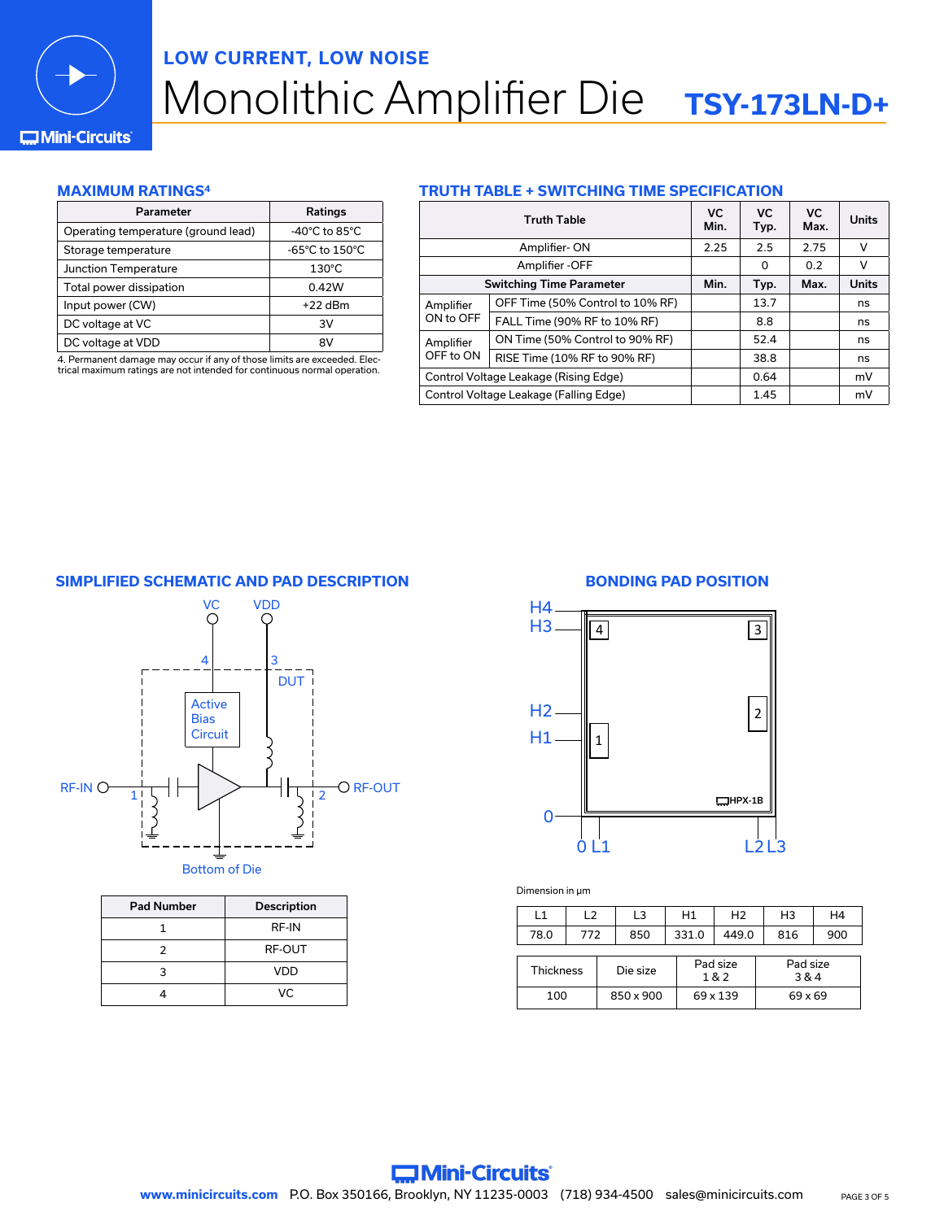# LOW CURRENT, LOW NOISE

# Monolithic Amplifier Die TSY-173LN-D+

## MAXIMUM RATINGS[4]

| Parameter | Ratings |
|---|---|
| Operating temperature (ground lead) | -40°C to 85°C |
| Storage temperature | -65°C to 150°C |
| Junction Temperature | 130°C |
| Total power dissipation | 0.42W |
| Input power (CW) | +22 dBm |
| DC voltage at VC | 3V |
| DC voltage at VDD | 8V |

4. Permanent damage may occur if any of those limits are exceeded. Electrical maximum ratings are not intended for continuous normal operation.

## TRUTH TABLE + SWITCHING TIME SPECIFICATION

| Truth Table | | VC Min. | VC Typ. | VC Max. | Units |
|---|---|---|---|---|---|
| Amplifier- ON | | 2.25 | 2.5 | 2.75 | V |
| Amplifier -OFF | | | 0 | 0.2 | V |
| Switching Time Parameter | | Min. | Typ. | Max. | Units |
| Amplifier ON to OFF | OFF Time (50% Control to 10% RF) | | 13.7 | | ns |
| | FALL Time (90% RF to 10% RF) | | 8.8 | | ns |
| Amplifier OFF to ON | ON Time (50% Control to 90% RF) | | 52.4 | | ns |
| | RISE Time (10% RF to 90% RF) | | 38.8 | | ns |
| Control Voltage Leakage (Rising Edge) | | | 0.64 | | mV |
| Control Voltage Leakage (Falling Edge) | | | 1.45 | | mV |

## SIMPLIFIED SCHEMATIC AND PAD DESCRIPTION

| Pad Number | Description |
|---|---|
| 1 | RF-IN |
| 2 | RF-OUT |
| 3 | VDD |
| 4 | VC |

## BONDING PAD POSITION

Dimension in µm

| L1 | L2 | L3 | H1 | H2 | H3 | H4 |
|---|---|---|---|---|---|---|
| 78.0 | 772 | 850 | 331.0 | 449.0 | 816 | 900 |

| Thickness | Die size | Pad size 1 & 2 | Pad size 3 & 4 |
|---|---|---|---|
| 100 | 850 x 900 | 69 x 139 | 69 x 69 |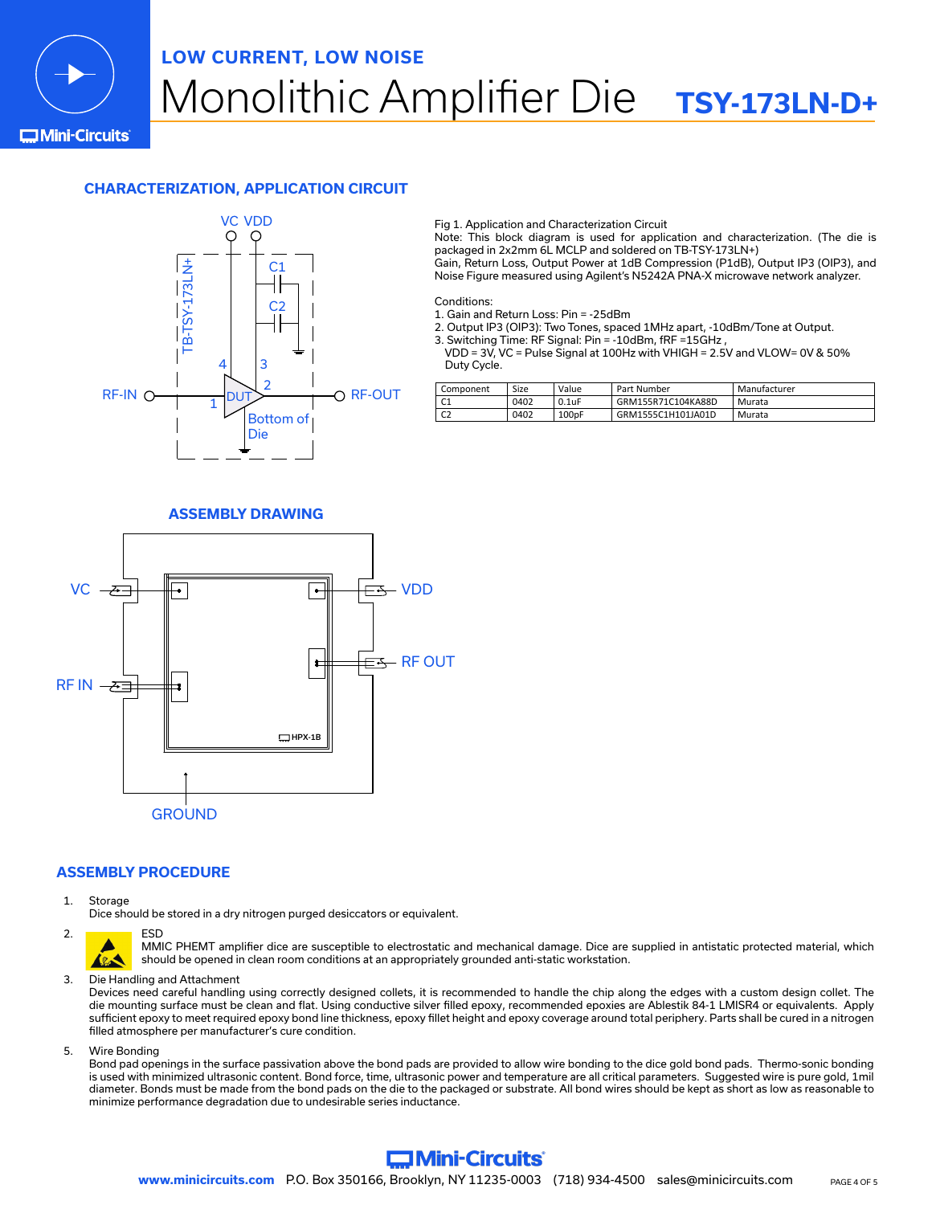## CHARACTERIZATION, APPLICATION CIRCUIT

Fig 1. Application and Characterization Circuit
Note: This block diagram is used for application and characterization. (The die is packaged in 2x2mm 6L MCLP and soldered on TB-TSY-173LN+)
Gain, Return Loss, Output Power at 1dB Compression (P1dB), Output IP3 (OIP3), and Noise Figure measured using Agilent's N5242A PNA-X microwave network analyzer.

Conditions:
1. Gain and Return Loss: Pin = -25dBm
2. Output IP3 (OIP3): Two Tones, spaced 1MHz apart, -10dBm/Tone at Output.
3. Switching Time: RF Signal: Pin = -10dBm, fRF =15GHz ,
   VDD = 3V, VC = Pulse Signal at 100Hz with VHIGH = 2.5V and VLOW= 0V & 50% Duty Cycle.

| Component | Size | Value | Part Number | Manufacturer |
|---|---|---|---|---|
| C1 | 0402 | 0.1uF | GRM155R71C104KA88D | Murata |
| C2 | 0402 | 100pF | GRM1555C1H101JA01D | Murata |

## ASSEMBLY DRAWING

## ASSEMBLY PROCEDURE

1. Storage
   Dice should be stored in a dry nitrogen purged desiccators or equivalent.
2. ESD
   MMIC PHEMT amplifier dice are susceptible to electrostatic and mechanical damage. Dice are supplied in antistatic protected material, which should be opened in clean room conditions at an appropriately grounded anti-static workstation.
3. Die Handling and Attachment
   Devices need careful handling using correctly designed collets, it is recommended to handle the chip along the edges with a custom design collet. The die mounting surface must be clean and flat. Using conductive silver filled epoxy, recommended epoxies are Ablestik 84-1 LMISR4 or equivalents. Apply sufficient epoxy to meet required epoxy bond line thickness, epoxy fillet height and epoxy coverage around total periphery. Parts shall be cured in a nitrogen filled atmosphere per manufacturer's cure condition.
5. Wire Bonding
   Bond pad openings in the surface passivation above the bond pads are provided to allow wire bonding to the dice gold bond pads. Thermo-sonic bonding is used with minimized ultrasonic content. Bond force, time, ultrasonic power and temperature are all critical parameters. Suggested wire is pure gold, 1mil diameter. Bonds must be made from the bond pads on the die to the packaged or substrate. All bond wires should be kept as short as low as reasonable to minimize performance degradation due to undesirable series inductance.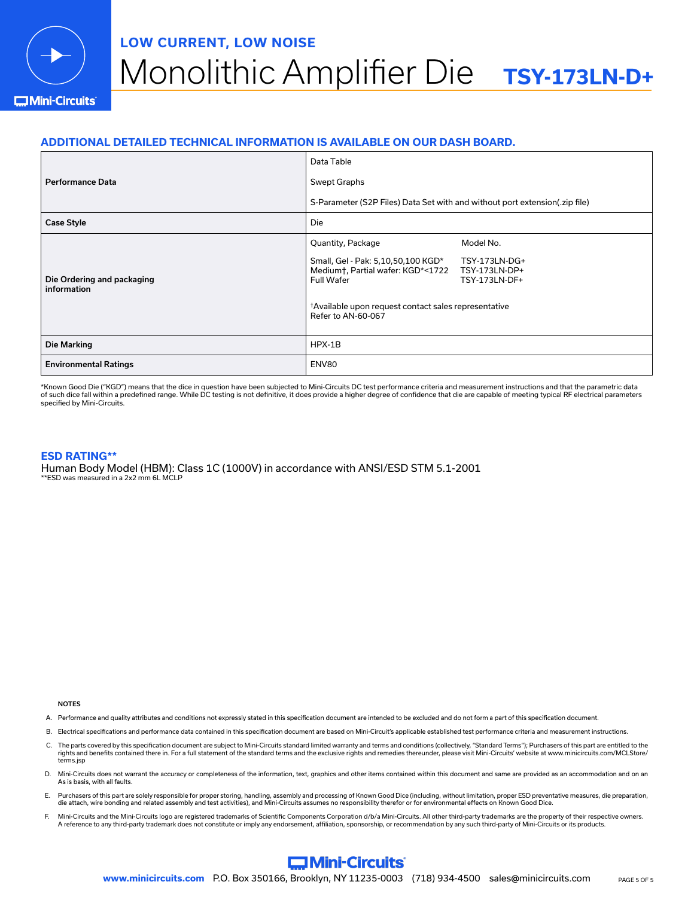LOW CURRENT, LOW NOISE

# Monolithic Amplifier Die TSY-173LN-D+

## ADDITIONAL DETAILED TECHNICAL INFORMATION IS AVAILABLE ON OUR DASH BOARD.

| | |
|---|---|
| **Performance Data** | Data Table<br>Swept Graphs<br>S-Parameter (S2P Files) Data Set with and without port extension(.zip file) |
| **Case Style** | Die |
| **Die Ordering and packaging information** | Quantity, Package — Model No.<br>Small, Gel - Pak: 5,10,50,100 KGD* — TSY-173LN-DG+<br>Medium†, Partial wafer: KGD*<1722 — TSY-173LN-DP+<br>Full Wafer — TSY-173LN-DF+<br><br>†Available upon request contact sales representative<br>Refer to AN-60-067 |
| **Die Marking** | HPX-1B |
| **Environmental Ratings** | ENV80 |

*Known Good Die ("KGD") means that the dice in question have been subjected to Mini-Circuits DC test performance criteria and measurement instructions and that the parametric data of such dice fall within a predefined range. While DC testing is not definitive, it does provide a higher degree of confidence that die are capable of meeting typical RF electrical parameters specified by Mini-Circuits.

## ESD RATING**

Human Body Model (HBM): Class 1C (1000V) in accordance with ANSI/ESD STM 5.1-2001

**ESD was measured in a 2x2 mm 6L MCLP

**NOTES**

A. Performance and quality attributes and conditions not expressly stated in this specification document are intended to be excluded and do not form a part of this specification document.

B. Electrical specifications and performance data contained in this specification document are based on Mini-Circuit's applicable established test performance criteria and measurement instructions.

C. The parts covered by this specification document are subject to Mini-Circuits standard limited warranty and terms and conditions (collectively, "Standard Terms"); Purchasers of this part are entitled to the rights and benefits contained there in. For a full statement of the standard terms and the exclusive rights and remedies thereunder, please visit Mini-Circuits' website at www.minicircuits.com/MCLStore/terms.jsp

D. Mini-Circuits does not warrant the accuracy or completeness of the information, text, graphics and other items contained within this document and same are provided as an accommodation and on an As is basis, with all faults.

E. Purchasers of this part are solely responsible for proper storing, handling, assembly and processing of Known Good Dice (including, without limitation, proper ESD preventative measures, die preparation, die attach, wire bonding and related assembly and test activities), and Mini-Circuits assumes no responsibility therefor or for environmental effects on Known Good Dice.

F. Mini-Circuits and the Mini-Circuits logo are registered trademarks of Scientific Components Corporation d/b/a Mini-Circuits. All other third-party trademarks are the property of their respective owners. A reference to any third-party trademark does not constitute or imply any endorsement, affiliation, sponsorship, or recommendation by any such third-party of Mini-Circuits or its products.

www.minicircuits.com P.O. Box 350166, Brooklyn, NY 11235-0003 (718) 934-4500 sales@minicircuits.com